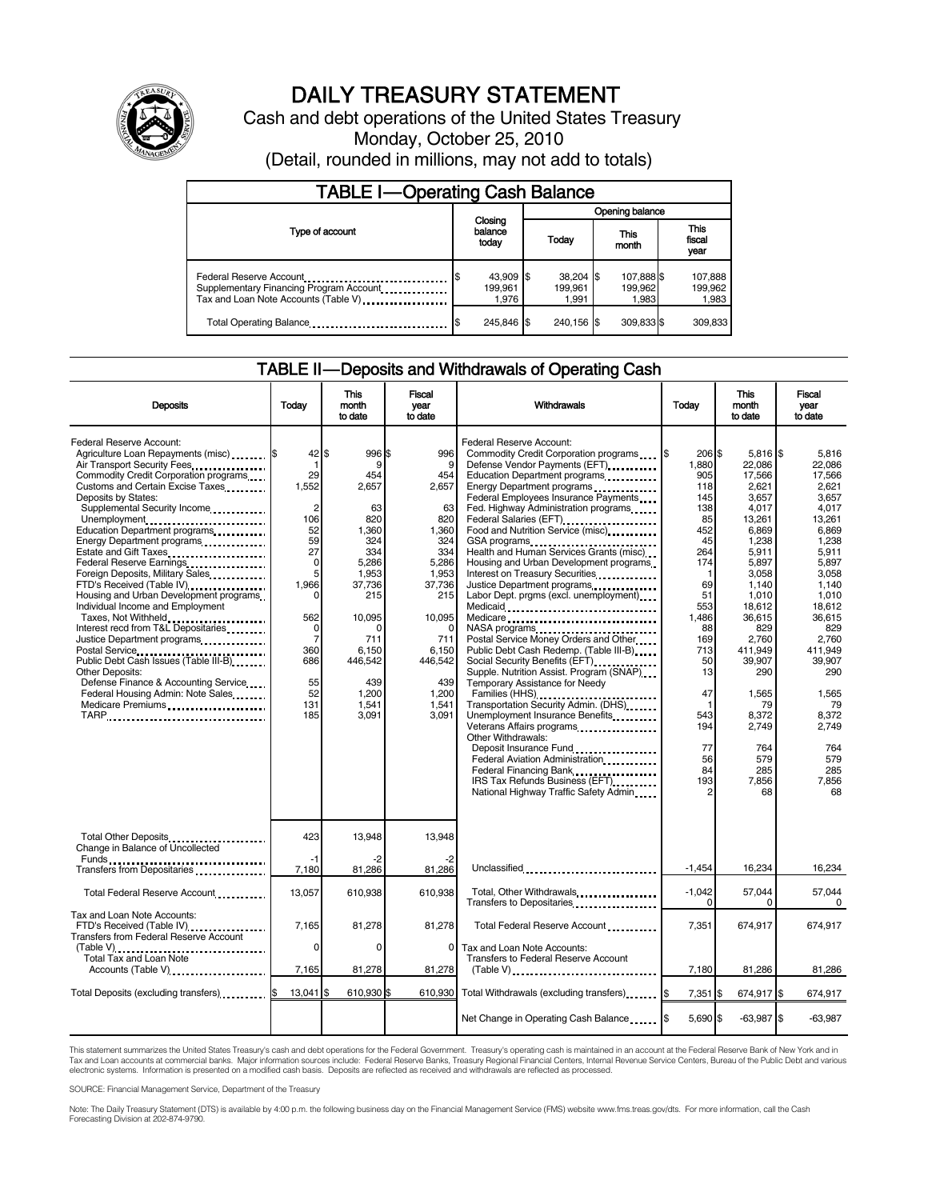# DAILY TREASURY STATEMENT

Cash and debt operations of the United States Treasury

Monday, October 25, 2010

(Detail, rounded in millions, may not add to totals)

## TABLE I—Operating Cash Balance

| Type of account | Closing balance today | Opening balance Today | Opening balance This month | Opening balance This fiscal year |
|---|---|---|---|---|
| Federal Reserve Account | $ 43,909 | $ 38,204 | $ 107,888 | $ 107,888 |
| Supplementary Financing Program Account | 199,961 | 199,961 | 199,962 | 199,962 |
| Tax and Loan Note Accounts (Table V) | 1,976 | 1,991 | 1,983 | 1,983 |
| Total Operating Balance | $ 245,846 | $ 240,156 | $ 309,833 | $ 309,833 |

## TABLE II—Deposits and Withdrawals of Operating Cash

| Deposits | Today | This month to date | Fiscal year to date |
|---|---|---|---|
| Federal Reserve Account: | | | |
| Agriculture Loan Repayments (misc) | $ 42 | $ 996 | $ 996 |
| Air Transport Security Fees | 1 | 9 | 9 |
| Commodity Credit Corporation programs | 29 | 454 | 454 |
| Customs and Certain Excise Taxes | 1,552 | 2,657 | 2,657 |
| Deposits by States: | | | |
| Supplemental Security Income | 2 | 63 | 63 |
| Unemployment | 106 | 820 | 820 |
| Education Department programs | 52 | 1,360 | 1,360 |
| Energy Department programs | 59 | 324 | 324 |
| Estate and Gift Taxes | 27 | 334 | 334 |
| Federal Reserve Earnings | 0 | 5,286 | 5,286 |
| Foreign Deposits, Military Sales | 5 | 1,953 | 1,953 |
| FTD's Received (Table IV) | 1,966 | 37,736 | 37,736 |
| Housing and Urban Development programs | 0 | 215 | 215 |
| Individual Income and Employment Taxes, Not Withheld | 562 | 10,095 | 10,095 |
| Interest recd from T&L Depositaries | 0 | 0 | 0 |
| Justice Department programs | 7 | 711 | 711 |
| Postal Service | 360 | 6,150 | 6,150 |
| Public Debt Cash Issues (Table III-B) | 686 | 446,542 | 446,542 |
| Other Deposits: | | | |
| Defense Finance & Accounting Service | 55 | 439 | 439 |
| Federal Housing Admin: Note Sales | 52 | 1,200 | 1,200 |
| Medicare Premiums | 131 | 1,541 | 1,541 |
| TARP | 185 | 3,091 | 3,091 |
| Total Other Deposits | 423 | 13,948 | 13,948 |
| Change in Balance of Uncollected Funds | -1 | -2 | -2 |
| Transfers from Depositaries | 7,180 | 81,286 | 81,286 |
| Total Federal Reserve Account | 13,057 | 610,938 | 610,938 |
| Tax and Loan Note Accounts: | | | |
| FTD's Received (Table IV) | 7,165 | 81,278 | 81,278 |
| Transfers from Federal Reserve Account (Table V) | 0 | 0 | 0 |
| Total Tax and Loan Note Accounts (Table V) | 7,165 | 81,278 | 81,278 |
| Total Deposits (excluding transfers) | $ 13,041 | $ 610,930 | $ 610,930 |

| Withdrawals | Today | This month to date | Fiscal year to date |
|---|---|---|---|
| Federal Reserve Account: | | | |
| Commodity Credit Corporation programs | $ 206 | $ 5,816 | $ 5,816 |
| Defense Vendor Payments (EFT) | 1,880 | 22,086 | 22,086 |
| Education Department programs | 905 | 17,566 | 17,566 |
| Energy Department programs | 118 | 2,621 | 2,621 |
| Federal Employees Insurance Payments | 145 | 3,657 | 3,657 |
| Fed. Highway Administration programs | 138 | 4,017 | 4,017 |
| Federal Salaries (EFT) | 85 | 13,261 | 13,261 |
| Food and Nutrition Service (misc) | 452 | 6,869 | 6,869 |
| GSA programs | 45 | 1,238 | 1,238 |
| Health and Human Services Grants (misc) | 264 | 5,911 | 5,911 |
| Housing and Urban Development programs | 174 | 5,897 | 5,897 |
| Interest on Treasury Securities | 1 | 3,058 | 3,058 |
| Justice Department programs | 69 | 1,140 | 1,140 |
| Labor Dept. prgms (excl. unemployment) | 51 | 1,010 | 1,010 |
| Medicaid | 553 | 18,612 | 18,612 |
| Medicare | 1,486 | 36,615 | 36,615 |
| NASA programs | 88 | 829 | 829 |
| Postal Service Money Orders and Other | 169 | 2,760 | 2,760 |
| Public Debt Cash Redemp. (Table III-B) | 713 | 411,949 | 411,949 |
| Social Security Benefits (EFT) | 50 | 39,907 | 39,907 |
| Supple. Nutrition Assist. Program (SNAP) | 13 | 290 | 290 |
| Temporary Assistance for Needy Families (HHS) | 47 | 1,565 | 1,565 |
| Transportation Security Admin. (DHS) | 1 | 79 | 79 |
| Unemployment Insurance Benefits | 543 | 8,372 | 8,372 |
| Veterans Affairs programs | 194 | 2,749 | 2,749 |
| Other Withdrawals: | | | |
| Deposit Insurance Fund | 77 | 764 | 764 |
| Federal Aviation Administration | 56 | 579 | 579 |
| Federal Financing Bank | 84 | 285 | 285 |
| IRS Tax Refunds Business (EFT) | 193 | 7,856 | 7,856 |
| National Highway Traffic Safety Admin | 2 | 68 | 68 |
| Unclassified | -1,454 | 16,234 | 16,234 |
| Total, Other Withdrawals | -1,042 | 57,044 | 57,044 |
| Transfers to Depositaries | 0 | 0 | 0 |
| Total Federal Reserve Account | 7,351 | 674,917 | 674,917 |
| Tax and Loan Note Accounts: | | | |
| Transfers to Federal Reserve Account (Table V) | 7,180 | 81,286 | 81,286 |
| Total Withdrawals (excluding transfers) | $ 7,351 | $ 674,917 | $ 674,917 |
| Net Change in Operating Cash Balance | $ 5,690 | $ -63,987 | $ -63,987 |

This statement summarizes the United States Treasury's cash and debt operations for the Federal Government. Treasury's operating cash is maintained in an account at the Federal Reserve Bank of New York and in Tax and Loan accounts at commercial banks. Major information sources include: Federal Reserve Banks, Treasury Regional Financial Centers, Internal Revenue Service Centers, Bureau of the Public Debt and various electronic systems. Information is presented on a modified cash basis. Deposits are reflected as received and withdrawals are reflected as processed.

SOURCE: Financial Management Service, Department of the Treasury

Note: The Daily Treasury Statement (DTS) is available by 4:00 p.m. the following business day on the Financial Management Service (FMS) website www.fms.treas.gov/dts. For more information, call the Cash Forecasting Division at 202-874-9790.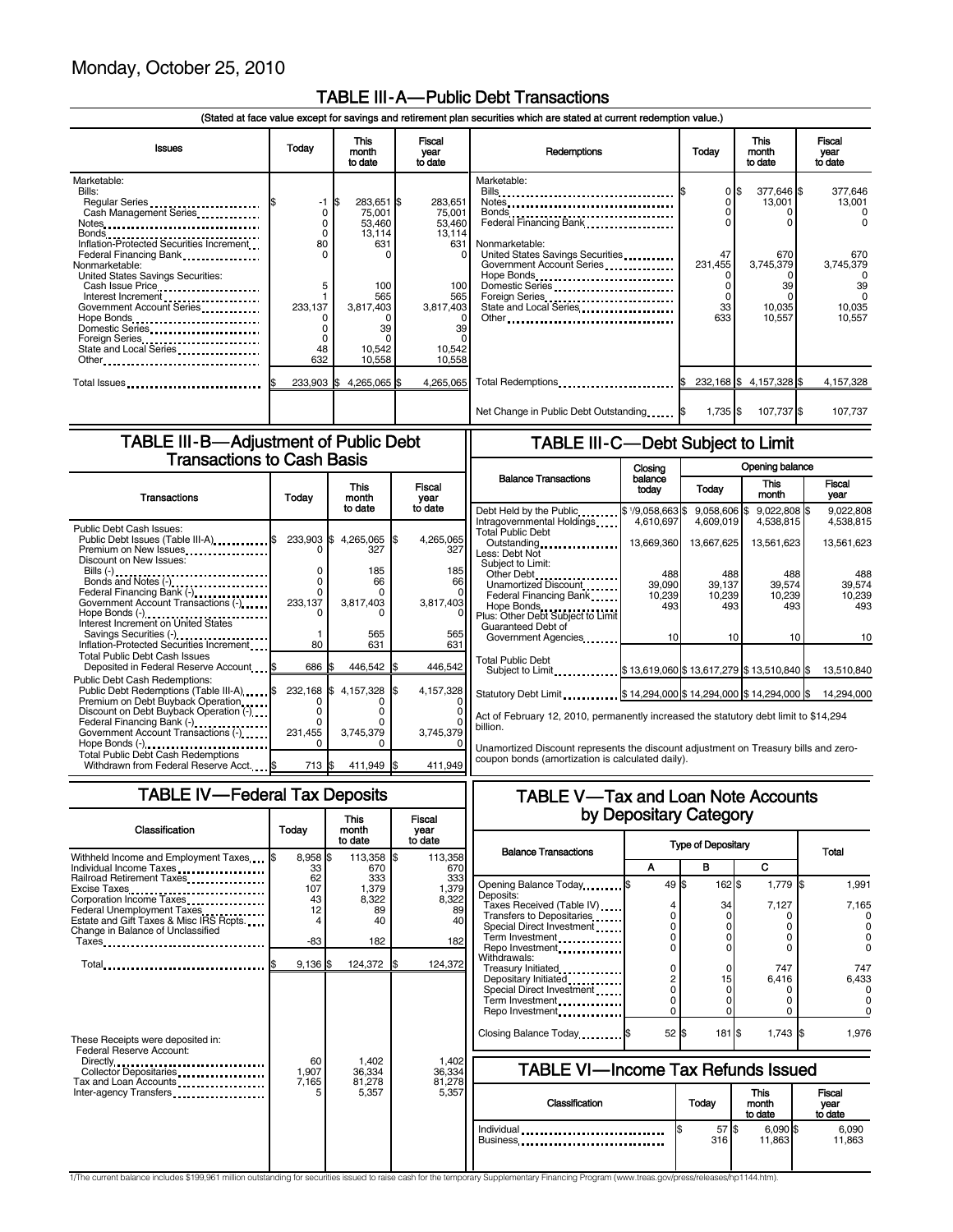Monday, October 25, 2010

## TABLE III-A—Public Debt Transactions

(Stated at face value except for savings and retirement plan securities which are stated at current redemption value.)

| Issues | Today | This month to date | Fiscal year to date |
|---|---|---|---|
| Marketable: | | | |
| Bills: | | | |
| Regular Series | $ -1 | $ 283,651 | $ 283,651 |
| Cash Management Series | 0 | 75,001 | 75,001 |
| Notes | 0 | 53,460 | 53,460 |
| Bonds | 0 | 13,114 | 13,114 |
| Inflation-Protected Securities Increment | 80 | 631 | 631 |
| Federal Financing Bank | 0 | 0 | 0 |
| Nonmarketable: | | | |
| United States Savings Securities: | | | |
| Cash Issue Price | 5 | 100 | 100 |
| Interest Increment | 1 | 565 | 565 |
| Government Account Series | 233,137 | 3,817,403 | 3,817,403 |
| Hope Bonds | 0 | 0 | 0 |
| Domestic Series | 0 | 39 | 39 |
| Foreign Series | 0 | 0 | 0 |
| State and Local Series | 48 | 10,542 | 10,542 |
| Other | 632 | 10,558 | 10,558 |
| Total Issues | $ 233,903 | $ 4,265,065 | $ 4,265,065 |

| Redemptions | Today | This month to date | Fiscal year to date |
|---|---|---|---|
| Marketable: | | | |
| Bills | $ 0 | $ 377,646 | $ 377,646 |
| Notes | 0 | 13,001 | 13,001 |
| Bonds | 0 | 0 | 0 |
| Federal Financing Bank | 0 | 0 | 0 |
| Nonmarketable: | | | |
| United States Savings Securities | 47 | 670 | 670 |
| Government Account Series | 231,455 | 3,745,379 | 3,745,379 |
| Hope Bonds | 0 | 0 | 0 |
| Domestic Series | 0 | 39 | 39 |
| Foreign Series | 0 | 0 | 0 |
| State and Local Series | 33 | 10,035 | 10,035 |
| Other | 633 | 10,557 | 10,557 |
| Total Redemptions | $ 232,168 | $ 4,157,328 | $ 4,157,328 |
| Net Change in Public Debt Outstanding | $ 1,735 | $ 107,737 | $ 107,737 |

## TABLE III-B—Adjustment of Public Debt Transactions to Cash Basis

| Transactions | Today | This month to date | Fiscal year to date |
|---|---|---|---|
| Public Debt Cash Issues: | | | |
| Public Debt Issues (Table III-A) | $ 233,903 | $ 4,265,065 | $ 4,265,065 |
| Premium on New Issues | 0 | 327 | 327 |
| Discount on New Issues: | | | |
| Bills (-) | 0 | 185 | 185 |
| Bonds and Notes (-) | 0 | 66 | 66 |
| Federal Financing Bank (-) | 0 | 0 | 0 |
| Government Account Transactions (-) | 233,137 | 3,817,403 | 3,817,403 |
| Hope Bonds (-) | 0 | 0 | 0 |
| Interest Increment on United States Savings Securities (-) | 1 | 565 | 565 |
| Inflation-Protected Securities Increment | 80 | 631 | 631 |
| Total Public Debt Cash Issues Deposited in Federal Reserve Account | $ 686 | $ 446,542 | $ 446,542 |
| Public Debt Cash Redemptions: | | | |
| Public Debt Redemptions (Table III-A) | $ 232,168 | $ 4,157,328 | $ 4,157,328 |
| Premium on Debt Buyback Operation | 0 | 0 | 0 |
| Discount on Debt Buyback Operation (-) | 0 | 0 | 0 |
| Federal Financing Bank (-) | 0 | 0 | 0 |
| Government Account Transactions (-) | 231,455 | 3,745,379 | 3,745,379 |
| Hope Bonds (-) | 0 | 0 | 0 |
| Total Public Debt Cash Redemptions Withdrawn from Federal Reserve Acct. | $ 713 | $ 411,949 | $ 411,949 |

## TABLE III-C—Debt Subject to Limit

| Balance Transactions | Closing balance today | Opening balance Today | Opening balance This month | Opening balance Fiscal year |
|---|---|---|---|---|
| Debt Held by the Public | $ [1]/9,058,663 | $ 9,058,606 | $ 9,022,808 | $ 9,022,808 |
| Intragovernmental Holdings | 4,610,697 | 4,609,019 | 4,538,815 | 4,538,815 |
| Total Public Debt Outstanding | 13,669,360 | 13,667,625 | 13,561,623 | 13,561,623 |
| Less: Debt Not Subject to Limit: | | | | |
| Other Debt | 488 | 488 | 488 | 488 |
| Unamortized Discount | 39,090 | 39,137 | 39,574 | 39,574 |
| Federal Financing Bank | 10,239 | 10,239 | 10,239 | 10,239 |
| Hope Bonds | 493 | 493 | 493 | 493 |
| Plus: Other Debt Subject to Limit Guaranteed Debt of Government Agencies | 10 | 10 | 10 | 10 |
| Total Public Debt Subject to Limit | $ 13,619,060 | $ 13,617,279 | $ 13,510,840 | $ 13,510,840 |
| Statutory Debt Limit | $ 14,294,000 | $ 14,294,000 | $ 14,294,000 | $ 14,294,000 |

Act of February 12, 2010, permanently increased the statutory debt limit to $14,294 billion.

Unamortized Discount represents the discount adjustment on Treasury bills and zero-coupon bonds (amortization is calculated daily).

## TABLE IV—Federal Tax Deposits

| Classification | Today | This month to date | Fiscal year to date |
|---|---|---|---|
| Withheld Income and Employment Taxes | $ 8,958 | $ 113,358 | $ 113,358 |
| Individual Income Taxes | 33 | 670 | 670 |
| Railroad Retirement Taxes | 62 | 333 | 333 |
| Excise Taxes | 107 | 1,379 | 1,379 |
| Corporation Income Taxes | 43 | 8,322 | 8,322 |
| Federal Unemployment Taxes | 12 | 89 | 89 |
| Estate and Gift Taxes & Misc IRS Rcpts. | 4 | 40 | 40 |
| Change in Balance of Unclassified Taxes | -83 | 182 | 182 |
| Total | $ 9,136 | $ 124,372 | $ 124,372 |
| These Receipts were deposited in: | | | |
| Federal Reserve Account: | | | |
| Directly | 60 | 1,402 | 1,402 |
| Collector Depositaries | 1,907 | 36,334 | 36,334 |
| Tax and Loan Accounts | 7,165 | 81,278 | 81,278 |
| Inter-agency Transfers | 5 | 5,357 | 5,357 |

## TABLE V—Tax and Loan Note Accounts by Depositary Category

| Balance Transactions | Type of Depositary A | Type of Depositary B | Type of Depositary C | Total |
|---|---|---|---|---|
| Opening Balance Today | $ 49 | $ 162 | $ 1,779 | $ 1,991 |
| Deposits: | | | | |
| Taxes Received (Table IV) | 4 | 34 | 7,127 | 7,165 |
| Transfers to Depositaries | 0 | 0 | 0 | 0 |
| Special Direct Investment | 0 | 0 | 0 | 0 |
| Term Investment | 0 | 0 | 0 | 0 |
| Repo Investment | 0 | 0 | 0 | 0 |
| Withdrawals: | | | | |
| Treasury Initiated | 0 | 0 | 747 | 747 |
| Depositary Initiated | 2 | 15 | 6,416 | 6,433 |
| Special Direct Investment | 0 | 0 | 0 | 0 |
| Term Investment | 0 | 0 | 0 | 0 |
| Repo Investment | 0 | 0 | 0 | 0 |
| Closing Balance Today | $ 52 | $ 181 | $ 1,743 | $ 1,976 |

## TABLE VI—Income Tax Refunds Issued

| Classification | Today | This month to date | Fiscal year to date |
|---|---|---|---|
| Individual | $ 57 | $ 6,090 | $ 6,090 |
| Business | 316 | 11,863 | 11,863 |

1/The current balance includes $199,961 million outstanding for securities issued to raise cash for the temporary Supplementary Financing Program (www.treas.gov/press/releases/hp1144.htm).